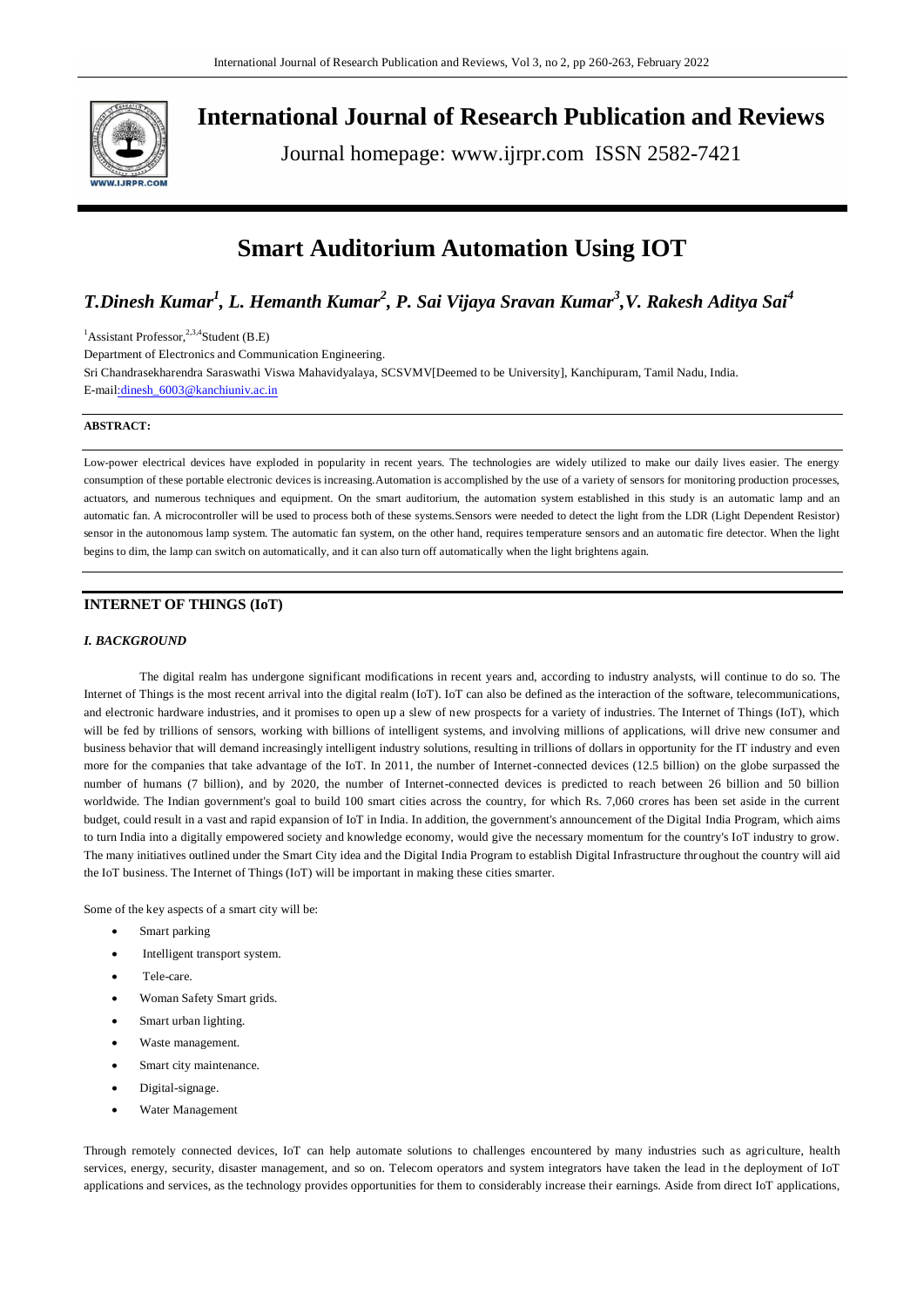# International Journal of Research Publication and Reviews

Journal homepage: www.ijrpr.com ISSN 2582-7421

# Smart Auditorium Automation Using IOT

## *T.Dinesh Kumar[1], L. Hemanth Kumar[2], P. Sai Vijaya Sravan Kumar[3], V. Rakesh Aditya Sai[4]*

[1]Assistant Professor, [2,3,4]Student (B.E)

Department of Electronics and Communication Engineering.

Sri Chandrasekharendra Saraswathi Viswa Mahavidyalaya, SCSVMV[Deemed to be University], Kanchipuram, Tamil Nadu, India.

E-mail:dinesh_6003@kanchiuniv.ac.in

**ABSTRACT:**

Low-power electrical devices have exploded in popularity in recent years. The technologies are widely utilized to make our daily lives easier. The energy consumption of these portable electronic devices is increasing.Automation is accomplished by the use of a variety of sensors for monitoring production processes, actuators, and numerous techniques and equipment. On the smart auditorium, the automation system established in this study is an automatic lamp and an automatic fan. A microcontroller will be used to process both of these systems.Sensors were needed to detect the light from the LDR (Light Dependent Resistor) sensor in the autonomous lamp system. The automatic fan system, on the other hand, requires temperature sensors and an automatic fire detector. When the light begins to dim, the lamp can switch on automatically, and it can also turn off automatically when the light brightens again.

## INTERNET OF THINGS (IoT)

### *I. BACKGROUND*

The digital realm has undergone significant modifications in recent years and, according to industry analysts, will continue to do so. The Internet of Things is the most recent arrival into the digital realm (IoT). IoT can also be defined as the interaction of the software, telecommunications, and electronic hardware industries, and it promises to open up a slew of new prospects for a variety of industries. The Internet of Things (IoT), which will be fed by trillions of sensors, working with billions of intelligent systems, and involving millions of applications, will drive new consumer and business behavior that will demand increasingly intelligent industry solutions, resulting in trillions of dollars in opportunity for the IT industry and even more for the companies that take advantage of the IoT. In 2011, the number of Internet-connected devices (12.5 billion) on the globe surpassed the number of humans (7 billion), and by 2020, the number of Internet-connected devices is predicted to reach between 26 billion and 50 billion worldwide. The Indian government's goal to build 100 smart cities across the country, for which Rs. 7,060 crores has been set aside in the current budget, could result in a vast and rapid expansion of IoT in India. In addition, the government's announcement of the Digital India Program, which aims to turn India into a digitally empowered society and knowledge economy, would give the necessary momentum for the country's IoT industry to grow. The many initiatives outlined under the Smart City idea and the Digital India Program to establish Digital Infrastructure throughout the country will aid the IoT business. The Internet of Things (IoT) will be important in making these cities smarter.

Some of the key aspects of a smart city will be:

- Smart parking
- Intelligent transport system.
- Tele-care.
- Woman Safety Smart grids.
- Smart urban lighting.
- Waste management.
- Smart city maintenance.
- Digital-signage.
- Water Management

Through remotely connected devices, IoT can help automate solutions to challenges encountered by many industries such as agriculture, health services, energy, security, disaster management, and so on. Telecom operators and system integrators have taken the lead in the deployment of IoT applications and services, as the technology provides opportunities for them to considerably increase their earnings. Aside from direct IoT applications,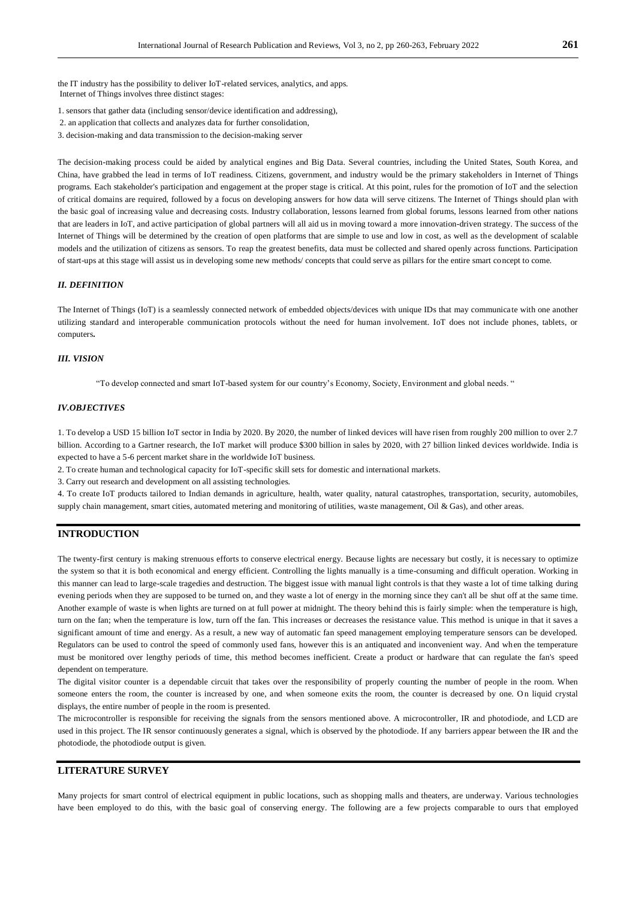the IT industry has the possibility to deliver IoT-related services, analytics, and apps.
Internet of Things involves three distinct stages:

1. sensors that gather data (including sensor/device identification and addressing),
2. an application that collects and analyzes data for further consolidation,
3. decision-making and data transmission to the decision-making server

The decision-making process could be aided by analytical engines and Big Data. Several countries, including the United States, South Korea, and China, have grabbed the lead in terms of IoT readiness. Citizens, government, and industry would be the primary stakeholders in Internet of Things programs. Each stakeholder's participation and engagement at the proper stage is critical. At this point, rules for the promotion of IoT and the selection of critical domains are required, followed by a focus on developing answers for how data will serve citizens. The Internet of Things should plan with the basic goal of increasing value and decreasing costs. Industry collaboration, lessons learned from global forums, lessons learned from other nations that are leaders in IoT, and active participation of global partners will all aid us in moving toward a more innovation-driven strategy. The success of the Internet of Things will be determined by the creation of open platforms that are simple to use and low in cost, as well as the development of scalable models and the utilization of citizens as sensors. To reap the greatest benefits, data must be collected and shared openly across functions. Participation of start-ups at this stage will assist us in developing some new methods/ concepts that could serve as pillars for the entire smart concept to come.

### *II. DEFINITION*

The Internet of Things (IoT) is a seamlessly connected network of embedded objects/devices with unique IDs that may communicate with one another utilizing standard and interoperable communication protocols without the need for human involvement. IoT does not include phones, tablets, or computers**.**

### *III. VISION*

"To develop connected and smart IoT-based system for our country's Economy, Society, Environment and global needs. "

### *IV.OBJECTIVES*

1. To develop a USD 15 billion IoT sector in India by 2020. By 2020, the number of linked devices will have risen from roughly 200 million to over 2.7 billion. According to a Gartner research, the IoT market will produce $300 billion in sales by 2020, with 27 billion linked devices worldwide. India is expected to have a 5-6 percent market share in the worldwide IoT business.
2. To create human and technological capacity for IoT-specific skill sets for domestic and international markets.
3. Carry out research and development on all assisting technologies.
4. To create IoT products tailored to Indian demands in agriculture, health, water quality, natural catastrophes, transportation, security, automobiles, supply chain management, smart cities, automated metering and monitoring of utilities, waste management, Oil & Gas), and other areas.

## INTRODUCTION

The twenty-first century is making strenuous efforts to conserve electrical energy. Because lights are necessary but costly, it is necessary to optimize the system so that it is both economical and energy efficient. Controlling the lights manually is a time-consuming and difficult operation. Working in this manner can lead to large-scale tragedies and destruction. The biggest issue with manual light controls is that they waste a lot of time talking during evening periods when they are supposed to be turned on, and they waste a lot of energy in the morning since they can't all be shut off at the same time. Another example of waste is when lights are turned on at full power at midnight. The theory behind this is fairly simple: when the temperature is high, turn on the fan; when the temperature is low, turn off the fan. This increases or decreases the resistance value. This method is unique in that it saves a significant amount of time and energy. As a result, a new way of automatic fan speed management employing temperature sensors can be developed. Regulators can be used to control the speed of commonly used fans, however this is an antiquated and inconvenient way. And when the temperature must be monitored over lengthy periods of time, this method becomes inefficient. Create a product or hardware that can regulate the fan's speed dependent on temperature.

The digital visitor counter is a dependable circuit that takes over the responsibility of properly counting the number of people in the room. When someone enters the room, the counter is increased by one, and when someone exits the room, the counter is decreased by one. On liquid crystal displays, the entire number of people in the room is presented.

The microcontroller is responsible for receiving the signals from the sensors mentioned above. A microcontroller, IR and photodiode, and LCD are used in this project. The IR sensor continuously generates a signal, which is observed by the photodiode. If any barriers appear between the IR and the photodiode, the photodiode output is given.

## LITERATURE SURVEY

Many projects for smart control of electrical equipment in public locations, such as shopping malls and theaters, are underway. Various technologies have been employed to do this, with the basic goal of conserving energy. The following are a few projects comparable to ours that employed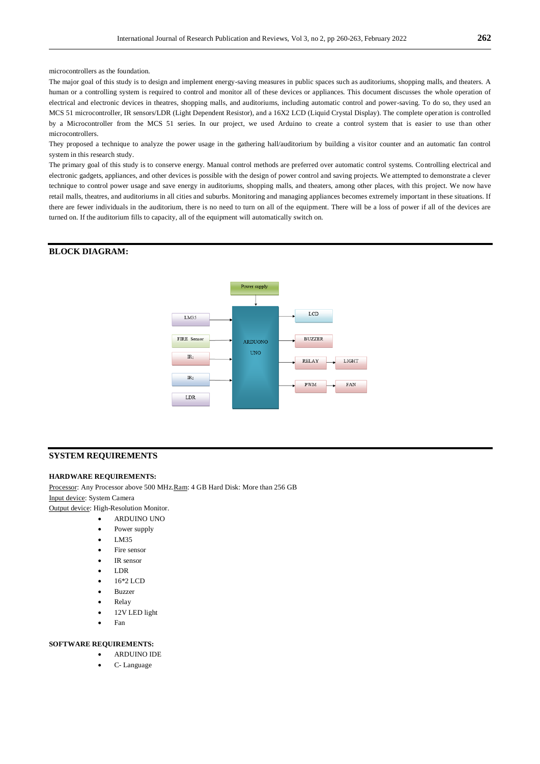microcontrollers as the foundation.

The major goal of this study is to design and implement energy-saving measures in public spaces such as auditoriums, shopping malls, and theaters. A human or a controlling system is required to control and monitor all of these devices or appliances. This document discusses the whole operation of electrical and electronic devices in theatres, shopping malls, and auditoriums, including automatic control and power-saving. To do so, they used an MCS 51 microcontroller, IR sensors/LDR (Light Dependent Resistor), and a 16X2 LCD (Liquid Crystal Display). The complete operation is controlled by a Microcontroller from the MCS 51 series. In our project, we used Arduino to create a control system that is easier to use than other microcontrollers.

They proposed a technique to analyze the power usage in the gathering hall/auditorium by building a visitor counter and an automatic fan control system in this research study.

The primary goal of this study is to conserve energy. Manual control methods are preferred over automatic control systems. Controlling electrical and electronic gadgets, appliances, and other devices is possible with the design of power control and saving projects. We attempted to demonstrate a clever technique to control power usage and save energy in auditoriums, shopping malls, and theaters, among other places, with this project. We now have retail malls, theatres, and auditoriums in all cities and suburbs. Monitoring and managing appliances becomes extremely important in these situations. If there are fewer individuals in the auditorium, there is no need to turn on all of the equipment. There will be a loss of power if all of the devices are turned on. If the auditorium fills to capacity, all of the equipment will automatically switch on.

## BLOCK DIAGRAM:

Power supply

LM35 | FIRE Sensor | IR1 | IR2 | LDR

ARDUONO UNO

LCD | BUZZER | RELAY → LIGHT | PWM → FAN

## SYSTEM REQUIREMENTS

### HARDWARE REQUIREMENTS:

Processor: Any Processor above 500 MHz.Ram: 4 GB Hard Disk: More than 256 GB

Input device: System Camera

Output device: High-Resolution Monitor.

- ARDUINO UNO
- Power supply
- LM35
- Fire sensor
- IR sensor
- LDR
- 16*2 LCD
- Buzzer
- Relay
- 12V LED light
- Fan

### SOFTWARE REQUIREMENTS:

- ARDUINO IDE
- C- Language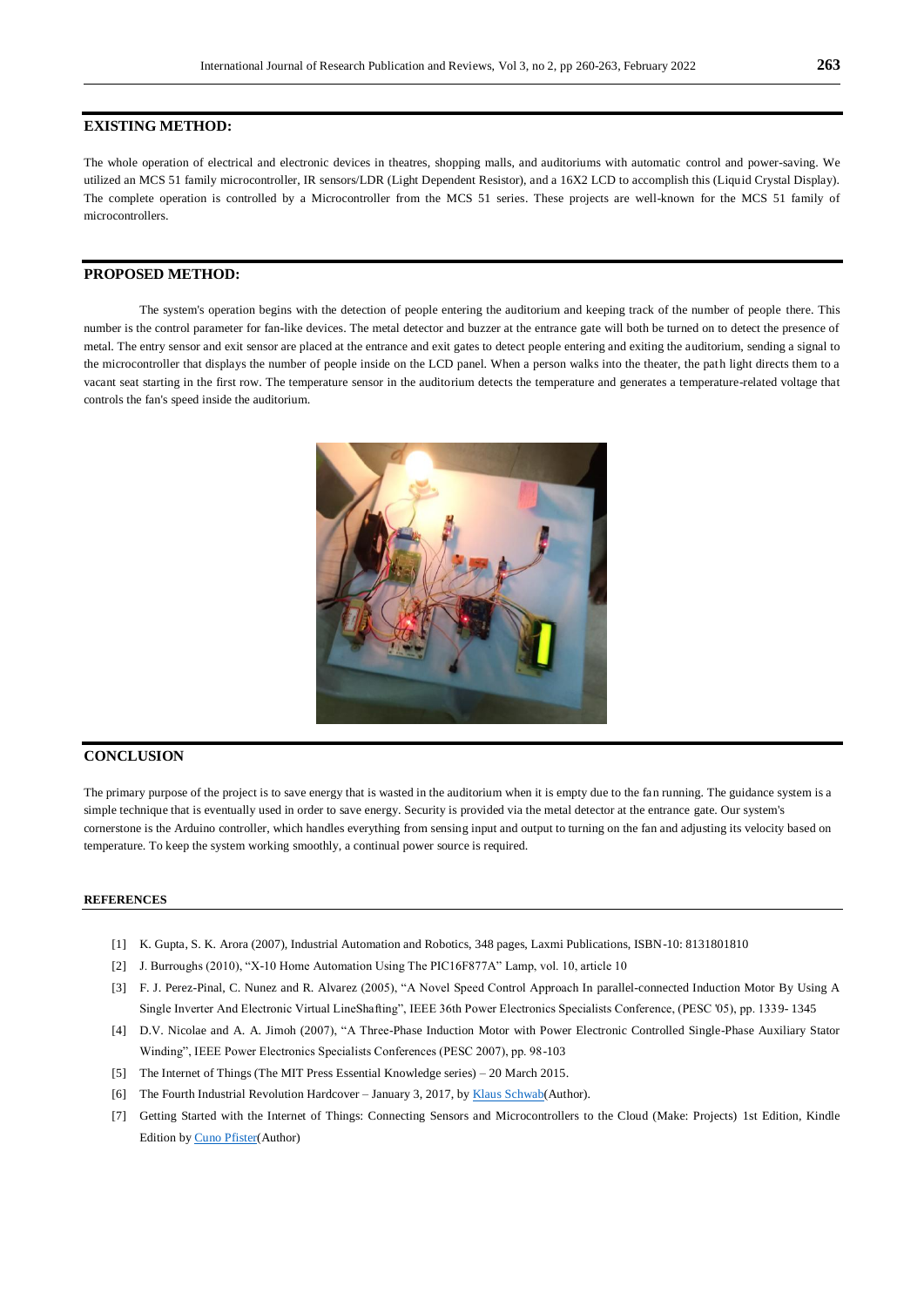## EXISTING METHOD:

The whole operation of electrical and electronic devices in theatres, shopping malls, and auditoriums with automatic control and power-saving. We utilized an MCS 51 family microcontroller, IR sensors/LDR (Light Dependent Resistor), and a 16X2 LCD to accomplish this (Liquid Crystal Display). The complete operation is controlled by a Microcontroller from the MCS 51 series. These projects are well-known for the MCS 51 family of microcontrollers.

## PROPOSED METHOD:

The system's operation begins with the detection of people entering the auditorium and keeping track of the number of people there. This number is the control parameter for fan-like devices. The metal detector and buzzer at the entrance gate will both be turned on to detect the presence of metal. The entry sensor and exit sensor are placed at the entrance and exit gates to detect people entering and exiting the auditorium, sending a signal to the microcontroller that displays the number of people inside on the LCD panel. When a person walks into the theater, the path light directs them to a vacant seat starting in the first row. The temperature sensor in the auditorium detects the temperature and generates a temperature-related voltage that controls the fan's speed inside the auditorium.

## CONCLUSION

The primary purpose of the project is to save energy that is wasted in the auditorium when it is empty due to the fan running. The guidance system is a simple technique that is eventually used in order to save energy. Security is provided via the metal detector at the entrance gate. Our system's cornerstone is the Arduino controller, which handles everything from sensing input and output to turning on the fan and adjusting its velocity based on temperature. To keep the system working smoothly, a continual power source is required.

#### REFERENCES

[1] K. Gupta, S. K. Arora (2007), Industrial Automation and Robotics, 348 pages, Laxmi Publications, ISBN-10: 8131801810

[2] J. Burroughs (2010), "X-10 Home Automation Using The PIC16F877A" Lamp, vol. 10, article 10

[3] F. J. Perez-Pinal, C. Nunez and R. Alvarez (2005), "A Novel Speed Control Approach In parallel-connected Induction Motor By Using A Single Inverter And Electronic Virtual LineShafting", IEEE 36th Power Electronics Specialists Conference, (PESC '05), pp. 1339- 1345

[4] D.V. Nicolae and A. A. Jimoh (2007), "A Three-Phase Induction Motor with Power Electronic Controlled Single-Phase Auxiliary Stator Winding", IEEE Power Electronics Specialists Conferences (PESC 2007), pp. 98-103

[5] The Internet of Things (The MIT Press Essential Knowledge series) – 20 March 2015.

[6] The Fourth Industrial Revolution Hardcover – January 3, 2017, by Klaus Schwab(Author).

[7] Getting Started with the Internet of Things: Connecting Sensors and Microcontrollers to the Cloud (Make: Projects) 1st Edition, Kindle Edition by Cuno Pfister(Author)